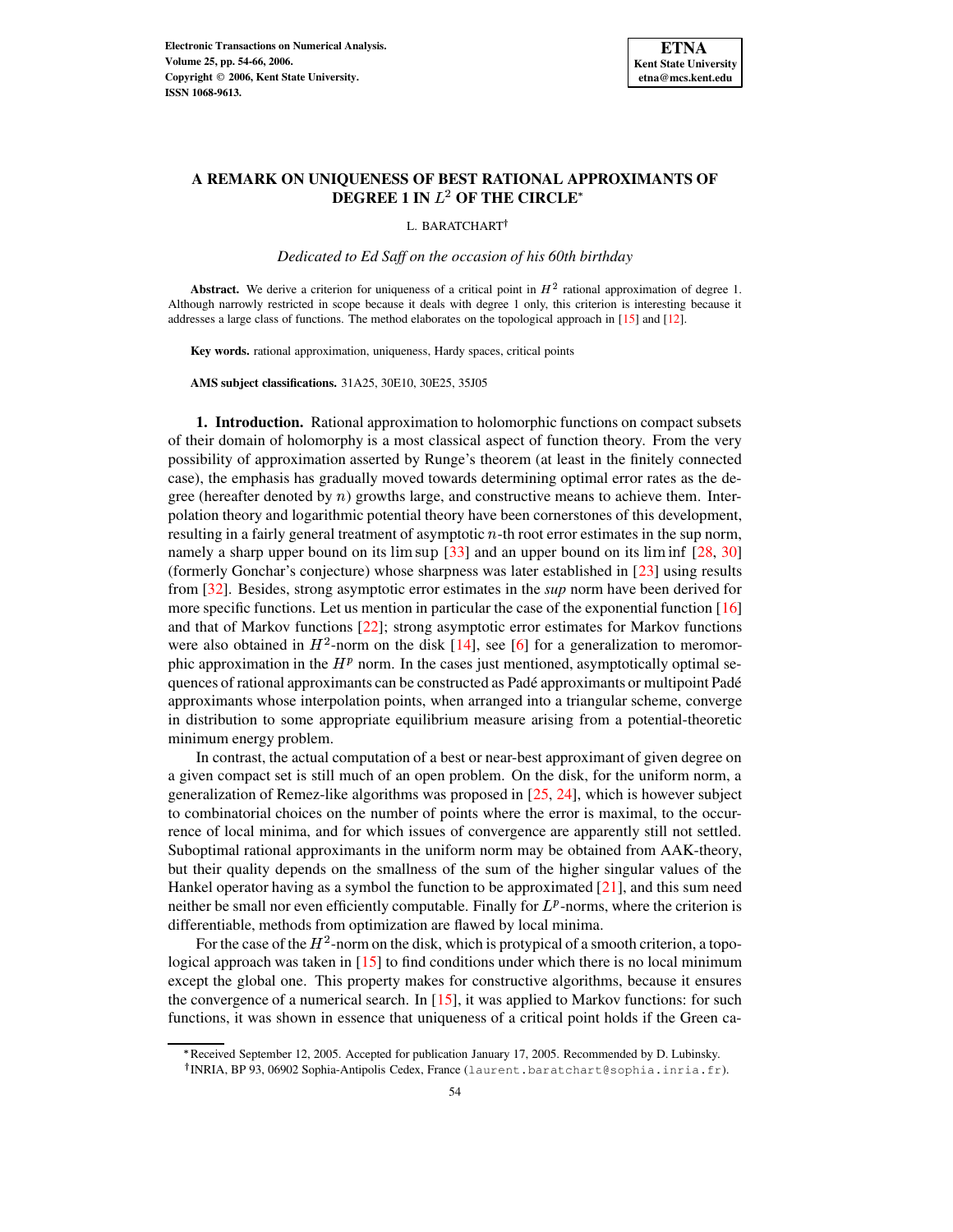# A REMARK ON UNIQUENESS OF BEST RATIONAL APPROXIMANTS OF DEGREE 1 IN $L^2$ OF THE CIRCLE*

L. BARATCHART†

*Dedicated to Ed Saff on the occasion of his 60th birthday*

**Abstract.** We derive a criterion for uniqueness of a critical point in $H^2$ rational approximation of degree 1. Although narrowly restricted in scope because it deals with degree 1 only, this criterion is interesting because it addresses a large class of functions. The method elaborates on the topological approach in [15] and [12].

**Key words.** rational approximation, uniqueness, Hardy spaces, critical points

**AMS subject classifications.** 31A25, 30E10, 30E25, 35J05

## 1. Introduction.

Rational approximation to holomorphic functions on compact subsets of their domain of holomorphy is a most classical aspect of function theory. From the very possibility of approximation asserted by Runge's theorem (at least in the finitely connected case), the emphasis has gradually moved towards determining optimal error rates as the degree (hereafter denoted by $n$) growths large, and constructive means to achieve them. Interpolation theory and logarithmic potential theory have been cornerstones of this development, resulting in a fairly general treatment of asymptotic $n$-th root error estimates in the sup norm, namely a sharp upper bound on its $\limsup$ [33] and an upper bound on its $\liminf$ [28, 30] (formerly Gonchar's conjecture) whose sharpness was later established in [23] using results from [32]. Besides, strong asymptotic error estimates in the *sup* norm have been derived for more specific functions. Let us mention in particular the case of the exponential function [16] and that of Markov functions [22]; strong asymptotic error estimates for Markov functions were also obtained in $H^2$-norm on the disk [14], see [6] for a generalization to meromorphic approximation in the $H^p$ norm. In the cases just mentioned, asymptotically optimal sequences of rational approximants can be constructed as Padé approximants or multipoint Padé approximants whose interpolation points, when arranged into a triangular scheme, converge in distribution to some appropriate equilibrium measure arising from a potential-theoretic minimum energy problem.

In contrast, the actual computation of a best or near-best approximant of given degree on a given compact set is still much of an open problem. On the disk, for the uniform norm, a generalization of Remez-like algorithms was proposed in [25, 24], which is however subject to combinatorial choices on the number of points where the error is maximal, to the occurrence of local minima, and for which issues of convergence are apparently still not settled. Suboptimal rational approximants in the uniform norm may be obtained from AAK-theory, but their quality depends on the smallness of the sum of the higher singular values of the Hankel operator having as a symbol the function to be approximated [21], and this sum need neither be small nor even efficiently computable. Finally for $L^p$-norms, where the criterion is differentiable, methods from optimization are flawed by local minima.

For the case of the $H^2$-norm on the disk, which is protypical of a smooth criterion, a topological approach was taken in [15] to find conditions under which there is no local minimum except the global one. This property makes for constructive algorithms, because it ensures the convergence of a numerical search. In [15], it was applied to Markov functions: for such functions, it was shown in essence that uniqueness of a critical point holds if the Green ca-

---

*Received September 12, 2005. Accepted for publication January 17, 2005. Recommended by D. Lubinsky.

†INRIA, BP 93, 06902 Sophia-Antipolis Cedex, France (laurent.baratchart@sophia.inria.fr).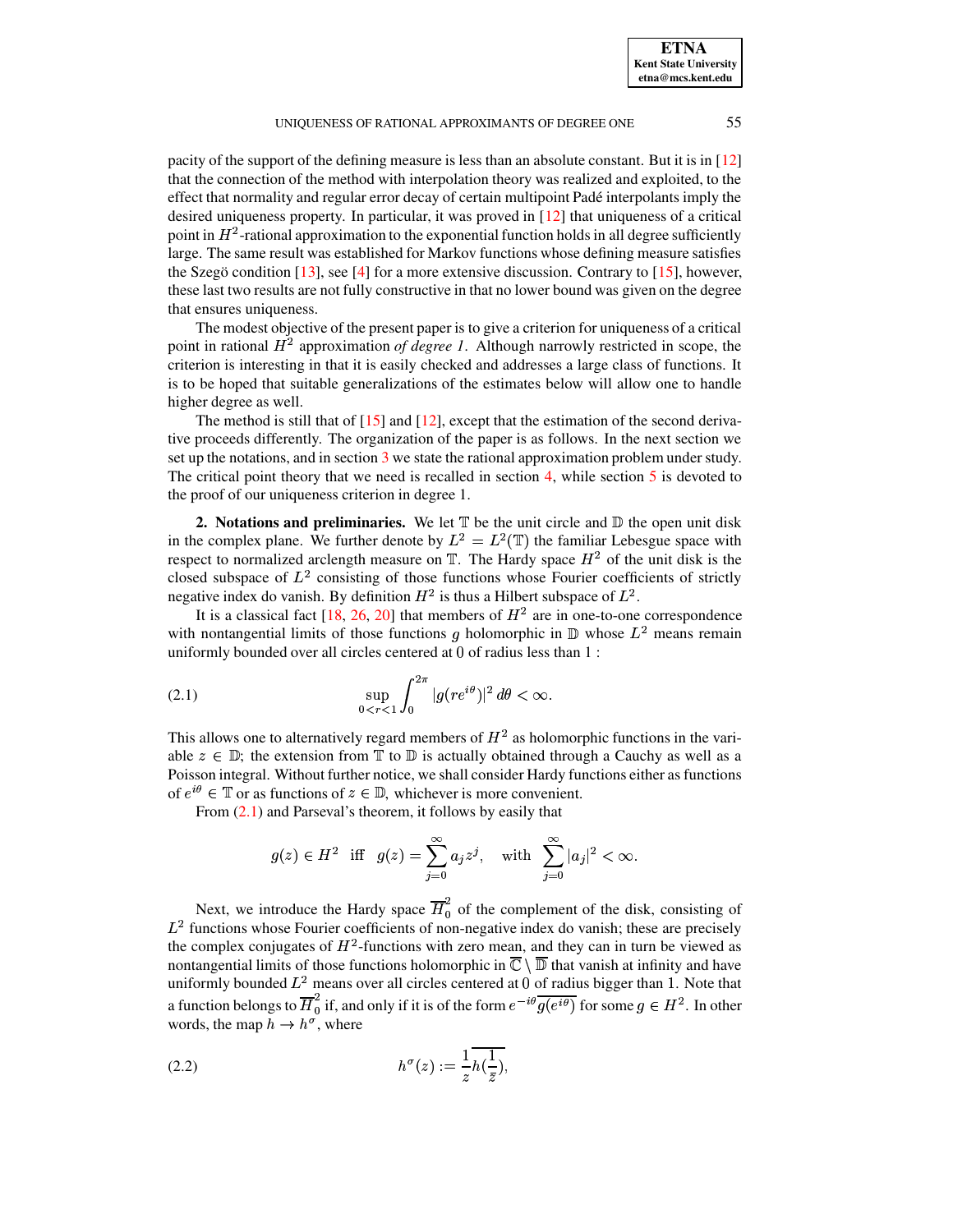pacity of the support of the defining measure is less than an absolute constant. But it is in [12] that the connection of the method with interpolation theory was realized and exploited, to the effect that normality and regular error decay of certain multipoint Padé interpolants imply the desired uniqueness property. In particular, it was proved in [12] that uniqueness of a critical point in $H^2$-rational approximation to the exponential function holds in all degree sufficiently large. The same result was established for Markov functions whose defining measure satisfies the Szegö condition [13], see [4] for a more extensive discussion. Contrary to [15], however, these last two results are not fully constructive in that no lower bound was given on the degree that ensures uniqueness.

The modest objective of the present paper is to give a criterion for uniqueness of a critical point in rational $H^2$ approximation *of degree 1*. Although narrowly restricted in scope, the criterion is interesting in that it is easily checked and addresses a large class of functions. It is to be hoped that suitable generalizations of the estimates below will allow one to handle higher degree as well.

The method is still that of [15] and [12], except that the estimation of the second derivative proceeds differently. The organization of the paper is as follows. In the next section we set up the notations, and in section 3 we state the rational approximation problem under study. The critical point theory that we need is recalled in section 4, while section 5 is devoted to the proof of our uniqueness criterion in degree 1.

## 2. Notations and preliminaries.

We let $\mathbb{T}$ be the unit circle and $\mathbb{D}$ the open unit disk in the complex plane. We further denote by $L^2 = L^2(\mathbb{T})$ the familiar Lebesgue space with respect to normalized arclength measure on $\mathbb{T}$. The Hardy space $H^2$ of the unit disk is the closed subspace of $L^2$ consisting of those functions whose Fourier coefficients of strictly negative index do vanish. By definition $H^2$ is thus a Hilbert subspace of $L^2$.

It is a classical fact [18, 26, 20] that members of $H^2$ are in one-to-one correspondence with nontangential limits of those functions $g$ holomorphic in $\mathbb{D}$ whose $L^2$ means remain uniformly bounded over all circles centered at 0 of radius less than 1 :

$$\sup_{0<r<1} \int_0^{2\pi} |g(re^{i\theta})|^2 \, d\theta < \infty. \tag{2.1}$$

This allows one to alternatively regard members of $H^2$ as holomorphic functions in the variable $z \in \mathbb{D}$; the extension from $\mathbb{T}$ to $\mathbb{D}$ is actually obtained through a Cauchy as well as a Poisson integral. Without further notice, we shall consider Hardy functions either as functions of $e^{i\theta} \in \mathbb{T}$ or as functions of $z \in \mathbb{D}$, whichever is more convenient.

From (2.1) and Parseval's theorem, it follows by easily that

$$g(z) \in H^2 \quad \text{iff} \quad g(z) = \sum_{j=0}^{\infty} a_j z^j, \quad \text{with} \quad \sum_{j=0}^{\infty} |a_j|^2 < \infty.$$

Next, we introduce the Hardy space $\overline{H}_0^2$ of the complement of the disk, consisting of $L^2$ functions whose Fourier coefficients of non-negative index do vanish; these are precisely the complex conjugates of $H^2$-functions with zero mean, and they can in turn be viewed as nontangential limits of those functions holomorphic in $\overline{\mathbb{C}} \setminus \overline{\mathbb{D}}$ that vanish at infinity and have uniformly bounded $L^2$ means over all circles centered at 0 of radius bigger than 1. Note that a function belongs to $\overline{H}_0^2$ if, and only if it is of the form $e^{-i\theta}\overline{g(e^{i\theta})}$ for some $g \in H^2$. In other words, the map $h \to h^\sigma$, where

$$h^\sigma(z) := \frac{1}{z}\overline{h(\frac{1}{\overline{z}})}, \tag{2.2}$$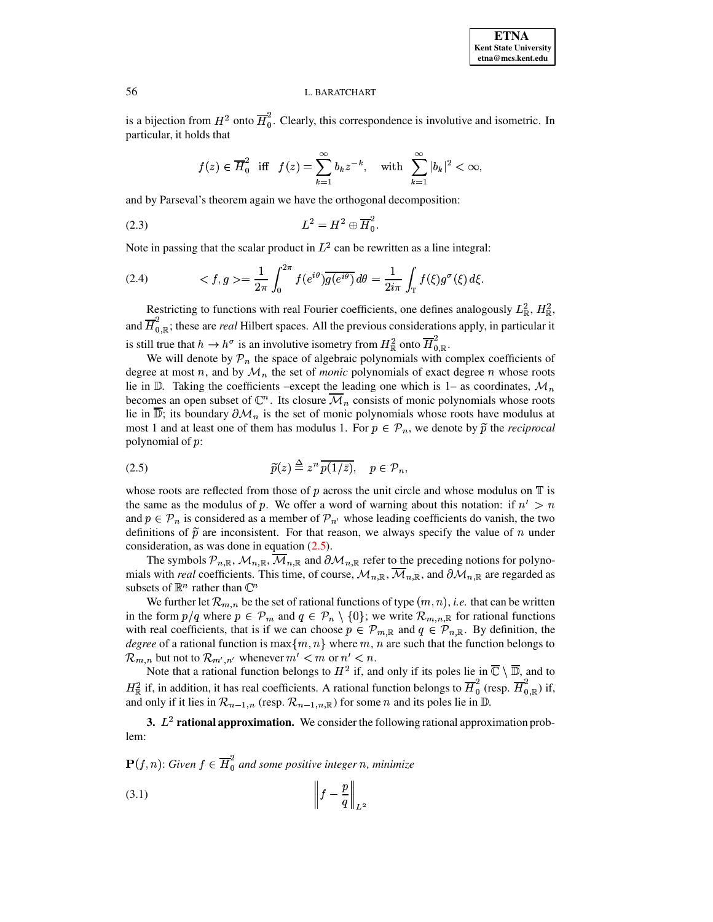is a bijection from $H^2$ onto $\overline{H}_0^2$. Clearly, this correspondence is involutive and isometric. In particular, it holds that

$$f(z) \in \overline{H}_0^2 \quad \text{iff} \quad f(z) = \sum_{k=1}^{\infty} b_k z^{-k}, \quad \text{with} \quad \sum_{k=1}^{\infty} |b_k|^2 < \infty,$$

and by Parseval's theorem again we have the orthogonal decomposition:

$$L^2 = H^2 \oplus \overline{H}_0^2. \tag{2.3}$$

Note in passing that the scalar product in $L^2$ can be rewritten as a line integral:

$$< f, g >= \frac{1}{2\pi} \int_0^{2\pi} f(e^{i\theta}) \overline{g(e^{i\theta})} \, d\theta = \frac{1}{2i\pi} \int_{\mathbb{T}} f(\xi) g^{\sigma}(\xi) \, d\xi. \tag{2.4}$$

Restricting to functions with real Fourier coefficients, one defines analogously $L^2_{\mathbb{R}}$, $H^2_{\mathbb{R}}$, and $\overline{H}^2_{0,\mathbb{R}}$; these are *real* Hilbert spaces. All the previous considerations apply, in particular it is still true that $h \rightarrow h^{\sigma}$ is an involutive isometry from $H^2_{\mathbb{R}}$ onto $\overline{H}^2_{0,\mathbb{R}}$.

We will denote by $\mathcal{P}_n$ the space of algebraic polynomials with complex coefficients of degree at most $n$, and by $\mathcal{M}_n$ the set of *monic* polynomials of exact degree $n$ whose roots lie in $\mathbb{D}$. Taking the coefficients –except the leading one which is 1– as coordinates, $\mathcal{M}_n$ becomes an open subset of $\mathbb{C}^n$. Its closure $\overline{\mathcal{M}}_n$ consists of monic polynomials whose roots lie in $\overline{\mathbb{D}}$; its boundary $\partial\mathcal{M}_n$ is the set of monic polynomials whose roots have modulus at most 1 and at least one of them has modulus 1. For $p \in \mathcal{P}_n$, we denote by $\widetilde{p}$ the *reciprocal* polynomial of $p$:

$$\widetilde{p}(z) \triangleq z^n \overline{p(1/\bar{z})}, \quad p \in \mathcal{P}_n, \tag{2.5}$$

whose roots are reflected from those of $p$ across the unit circle and whose modulus on $\mathbb{T}$ is the same as the modulus of $p$. We offer a word of warning about this notation: if $n' > n$ and $p \in \mathcal{P}_n$ is considered as a member of $\mathcal{P}_{n'}$ whose leading coefficients do vanish, the two definitions of $\widetilde{p}$ are inconsistent. For that reason, we always specify the value of $n$ under consideration, as was done in equation (2.5).

The symbols $\mathcal{P}_{n,\mathbb{R}}$, $\mathcal{M}_{n,\mathbb{R}}$, $\overline{\mathcal{M}}_{n,\mathbb{R}}$ and $\partial\mathcal{M}_{n,\mathbb{R}}$ refer to the preceding notions for polynomials with *real* coefficients. This time, of course, $\mathcal{M}_{n,\mathbb{R}}$, $\overline{\mathcal{M}}_{n,\mathbb{R}}$, and $\partial\mathcal{M}_{n,\mathbb{R}}$ are regarded as subsets of $\mathbb{R}^n$ rather than $\mathbb{C}^n$

We further let $\mathcal{R}_{m,n}$ be the set of rational functions of type $(m, n)$, *i.e.* that can be written in the form $p/q$ where $p \in \mathcal{P}_m$ and $q \in \mathcal{P}_n \setminus \{0\}$; we write $\mathcal{R}_{m,n,\mathbb{R}}$ for rational functions with real coefficients, that is if we can choose $p \in \mathcal{P}_{m,\mathbb{R}}$ and $q \in \mathcal{P}_{n,\mathbb{R}}$. By definition, the *degree* of a rational function is $\max\{m, n\}$ where $m$, $n$ are such that the function belongs to $\mathcal{R}_{m,n}$ but not to $\mathcal{R}_{m',n'}$ whenever $m' < m$ or $n' < n$.

Note that a rational function belongs to $H^2$ if, and only if its poles lie in $\overline{\mathbb{C}} \setminus \overline{\mathbb{D}}$, and to $H^2_{\mathbb{R}}$ if, in addition, it has real coefficients. A rational function belongs to $\overline{H}_0^2$ (resp. $\overline{H}^2_{0,\mathbb{R}}$) if, and only if it lies in $\mathcal{R}_{n-1,n}$ (resp. $\mathcal{R}_{n-1,n,\mathbb{R}}$) for some $n$ and its poles lie in $\mathbb{D}$.

## 3. $L^2$ rational approximation.

We consider the following rational approximation problem:

$\mathbf{P}(f, n)$: *Given $f \in \overline{H}_0^2$ and some positive integer $n$, minimize*

$$\left\| f - \frac{p}{q} \right\|_{L^2} \tag{3.1}$$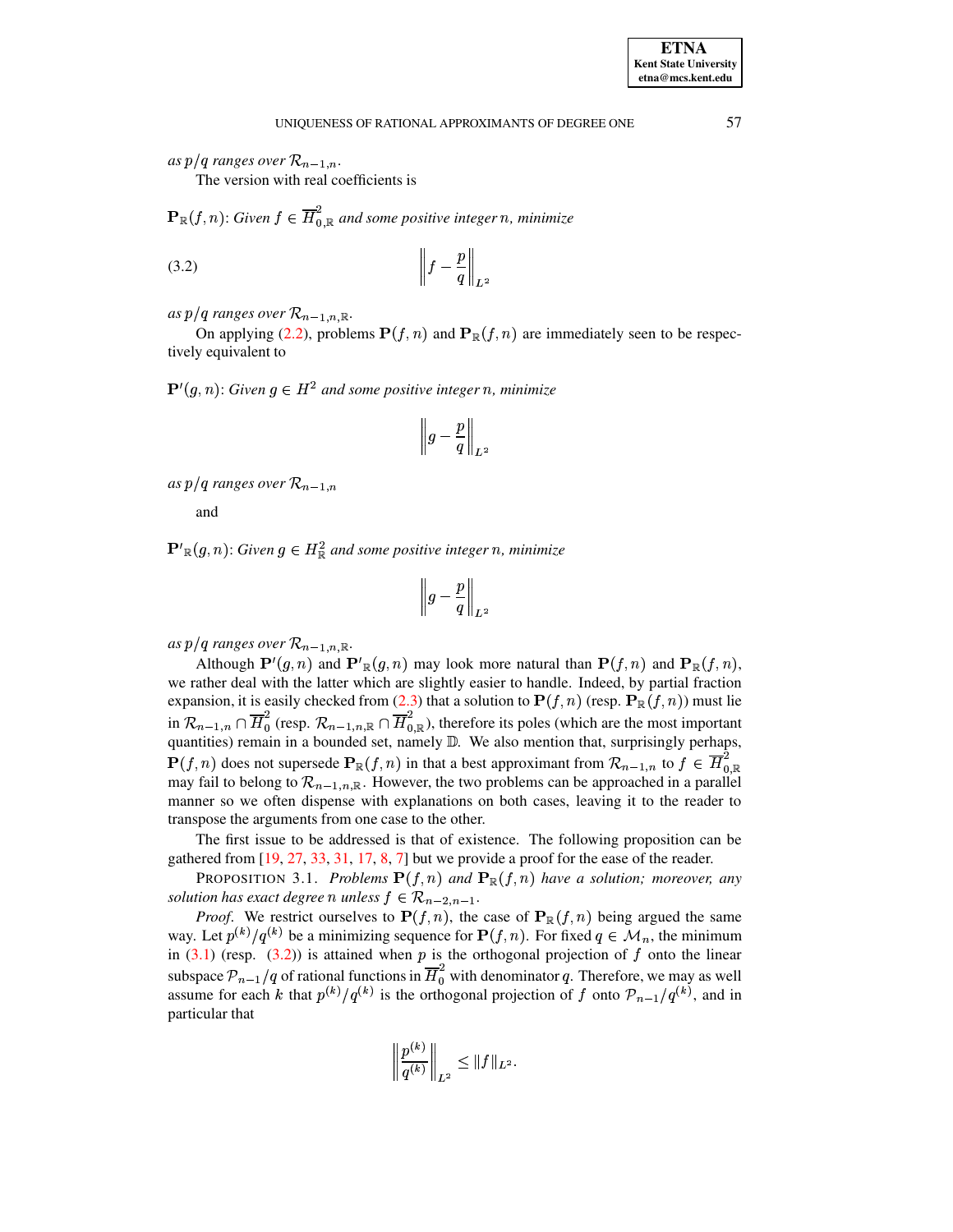*as $p/q$ ranges over $\mathcal{R}_{n-1,n}$.*

The version with real coefficients is

$\mathbf{P}_{\mathbb{R}}(f,n)$: *Given $f \in \overline{H}^2_{0,\mathbb{R}}$ and some positive integer $n$, minimize*

$$\left\| f - \frac{p}{q} \right\|_{L^2} \tag{3.2}$$

*as $p/q$ ranges over $\mathcal{R}_{n-1,n,\mathbb{R}}$.*

On applying (2.2), problems $\mathbf{P}(f,n)$ and $\mathbf{P}_{\mathbb{R}}(f,n)$ are immediately seen to be respectively equivalent to

$\mathbf{P}'(g,n)$: *Given $g \in H^2$ and some positive integer $n$, minimize*

$$\left\| g - \frac{p}{q} \right\|_{L^2}$$

*as $p/q$ ranges over $\mathcal{R}_{n-1,n}$*

and

$\mathbf{P}'_{\mathbb{R}}(g,n)$: *Given $g \in H^2_{\mathbb{R}}$ and some positive integer $n$, minimize*

$$\left\| g - \frac{p}{q} \right\|_{L^2}$$

*as $p/q$ ranges over $\mathcal{R}_{n-1,n,\mathbb{R}}$.*

Although $\mathbf{P}'(g,n)$ and $\mathbf{P}'_{\mathbb{R}}(g,n)$ may look more natural than $\mathbf{P}(f,n)$ and $\mathbf{P}_{\mathbb{R}}(f,n)$, we rather deal with the latter which are slightly easier to handle. Indeed, by partial fraction expansion, it is easily checked from (2.3) that a solution to $\mathbf{P}(f,n)$ (resp. $\mathbf{P}_{\mathbb{R}}(f,n)$) must lie in $\mathcal{R}_{n-1,n} \cap \overline{H}^2_0$ (resp. $\mathcal{R}_{n-1,n,\mathbb{R}} \cap \overline{H}^2_{0,\mathbb{R}}$), therefore its poles (which are the most important quantities) remain in a bounded set, namely $\mathbb{D}$. We also mention that, surprisingly perhaps, $\mathbf{P}(f,n)$ does not supersede $\mathbf{P}_{\mathbb{R}}(f,n)$ in that a best approximant from $\mathcal{R}_{n-1,n}$ to $f \in \overline{H}^2_{0,\mathbb{R}}$ may fail to belong to $\mathcal{R}_{n-1,n,\mathbb{R}}$. However, the two problems can be approached in a parallel manner so we often dispense with explanations on both cases, leaving it to the reader to transpose the arguments from one case to the other.

The first issue to be addressed is that of existence. The following proposition can be gathered from [19, 27, 33, 31, 17, 8, 7] but we provide a proof for the ease of the reader.

PROPOSITION 3.1. *Problems $\mathbf{P}(f,n)$ and $\mathbf{P}_{\mathbb{R}}(f,n)$ have a solution; moreover, any solution has exact degree $n$ unless $f \in \mathcal{R}_{n-2,n-1}$.*

*Proof.* We restrict ourselves to $\mathbf{P}(f,n)$, the case of $\mathbf{P}_{\mathbb{R}}(f,n)$ being argued the same way. Let $p^{(k)}/q^{(k)}$ be a minimizing sequence for $\mathbf{P}(f,n)$. For fixed $q \in \mathcal{M}_n$, the minimum in (3.1) (resp. (3.2)) is attained when $p$ is the orthogonal projection of $f$ onto the linear subspace $\mathcal{P}_{n-1}/q$ of rational functions in $\overline{H}^2_0$ with denominator $q$. Therefore, we may as well assume for each $k$ that $p^{(k)}/q^{(k)}$ is the orthogonal projection of $f$ onto $\mathcal{P}_{n-1}/q^{(k)}$, and in particular that

$$\left\| \frac{p^{(k)}}{q^{(k)}} \right\|_{L^2} \leq \|f\|_{L^2}.$$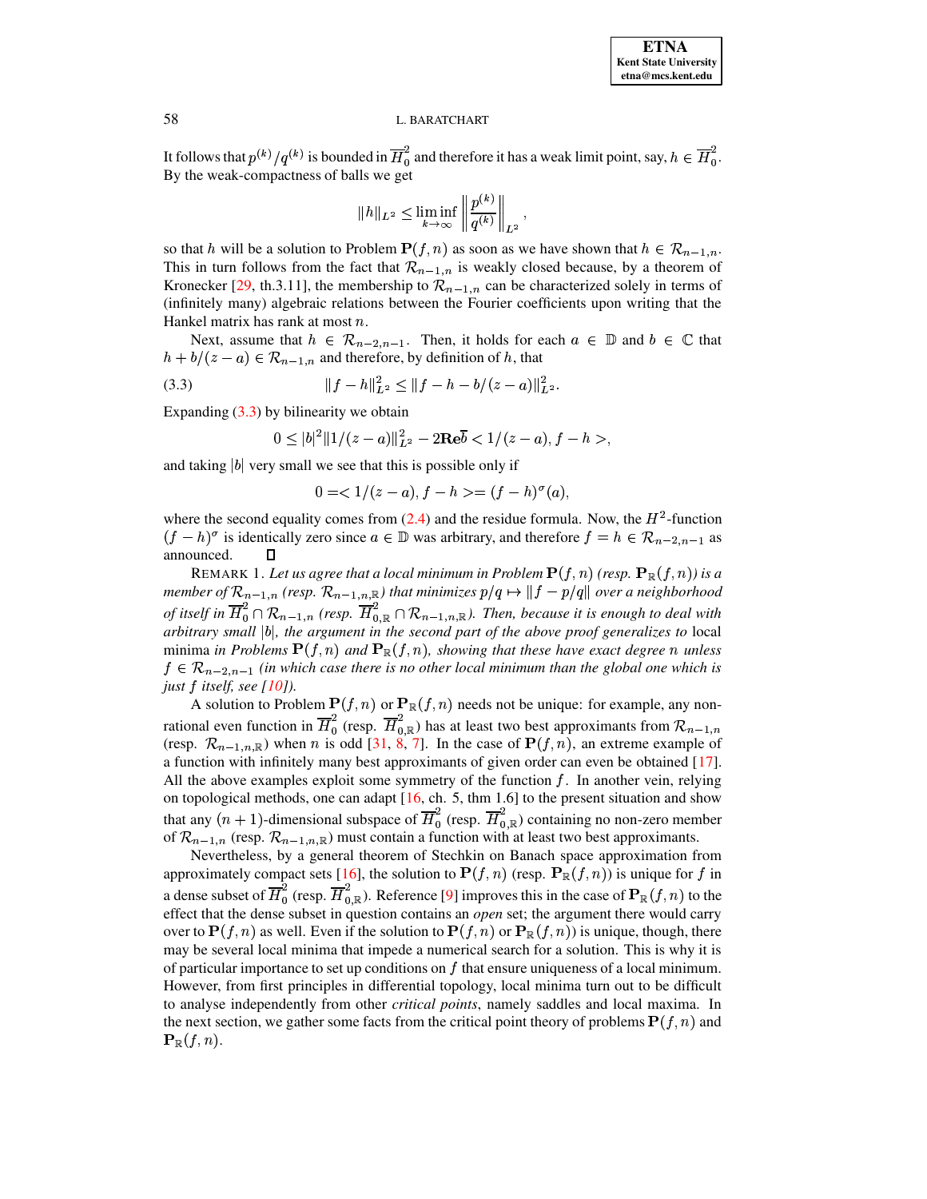It follows that $p^{(k)}/q^{(k)}$ is bounded in $\overline{H}_0^2$ and therefore it has a weak limit point, say, $h \in \overline{H}_0^2$. By the weak-compactness of balls we get

$$\|h\|_{L^2} \leq \liminf_{k\to\infty} \left\| \frac{p^{(k)}}{q^{(k)}} \right\|_{L^2},$$

so that $h$ will be a solution to Problem $\mathbf{P}(f,n)$ as soon as we have shown that $h \in \mathcal{R}_{n-1,n}$. This in turn follows from the fact that $\mathcal{R}_{n-1,n}$ is weakly closed because, by a theorem of Kronecker [29, th.3.11], the membership to $\mathcal{R}_{n-1,n}$ can be characterized solely in terms of (infinitely many) algebraic relations between the Fourier coefficients upon writing that the Hankel matrix has rank at most $n$.

Next, assume that $h \in \mathcal{R}_{n-2,n-1}$. Then, it holds for each $a \in \mathbb{D}$ and $b \in \mathbb{C}$ that $h + b/(z-a) \in \mathcal{R}_{n-1,n}$ and therefore, by definition of $h$, that

$$\|f-h\|_{L^2}^2 \leq \|f-h-b/(z-a)\|_{L^2}^2. \tag{3.3}$$

Expanding (3.3) by bilinearity we obtain

$$0 \leq |b|^2\|1/(z-a)\|_{L^2}^2 - 2\mathbf{Re}\overline{b} < 1/(z-a), f-h>,$$

and taking $|b|$ very small we see that this is possible only if

$$0 = < 1/(z-a), f-h > = (f-h)^\sigma(a),$$

where the second equality comes from (2.4) and the residue formula. Now, the $H^2$-function $(f-h)^\sigma$ is identically zero since $a \in \mathbb{D}$ was arbitrary, and therefore $f = h \in \mathcal{R}_{n-2,n-1}$ as announced. □

REMARK 1. *Let us agree that a local minimum in Problem $\mathbf{P}(f,n)$ (resp. $\mathbf{P}_\mathbb{R}(f,n)$) is a member of $\mathcal{R}_{n-1,n}$ (resp. $\mathcal{R}_{n-1,n,\mathbb{R}}$) that minimizes $p/q \mapsto \|f-p/q\|$ over a neighborhood of itself in $\overline{H}_0^2 \cap \mathcal{R}_{n-1,n}$ (resp. $\overline{H}_{0,\mathbb{R}}^2 \cap \mathcal{R}_{n-1,n,\mathbb{R}}$). Then, because it is enough to deal with arbitrary small $|b|$, the argument in the second part of the above proof generalizes to* local minima *in Problems $\mathbf{P}(f,n)$ and $\mathbf{P}_\mathbb{R}(f,n)$, showing that these have exact degree $n$ unless $f \in \mathcal{R}_{n-2,n-1}$ (in which case there is no other local minimum than the global one which is just $f$ itself, see [10]).*

A solution to Problem $\mathbf{P}(f,n)$ or $\mathbf{P}_\mathbb{R}(f,n)$ needs not be unique: for example, any non-rational even function in $\overline{H}_0^2$ (resp. $\overline{H}_{0,\mathbb{R}}^2$) has at least two best approximants from $\mathcal{R}_{n-1,n}$ (resp. $\mathcal{R}_{n-1,n,\mathbb{R}}$) when $n$ is odd [31, 8, 7]. In the case of $\mathbf{P}(f,n)$, an extreme example of a function with infinitely many best approximants of given order can even be obtained [17]. All the above examples exploit some symmetry of the function $f$. In another vein, relying on topological methods, one can adapt [16, ch. 5, thm 1.6] to the present situation and show that any $(n+1)$-dimensional subspace of $\overline{H}_0^2$ (resp. $\overline{H}_{0,\mathbb{R}}^2$) containing no non-zero member of $\mathcal{R}_{n-1,n}$ (resp. $\mathcal{R}_{n-1,n,\mathbb{R}}$) must contain a function with at least two best approximants.

Nevertheless, by a general theorem of Stechkin on Banach space approximation from approximately compact sets [16], the solution to $\mathbf{P}(f,n)$ (resp. $\mathbf{P}_\mathbb{R}(f,n)$) is unique for $f$ in a dense subset of $\overline{H}_0^2$ (resp. $\overline{H}_{0,\mathbb{R}}^2$). Reference [9] improves this in the case of $\mathbf{P}_\mathbb{R}(f,n)$ to the effect that the dense subset in question contains an *open* set; the argument there would carry over to $\mathbf{P}(f,n)$ as well. Even if the solution to $\mathbf{P}(f,n)$ or $\mathbf{P}_\mathbb{R}(f,n)$) is unique, though, there may be several local minima that impede a numerical search for a solution. This is why it is of particular importance to set up conditions on $f$ that ensure uniqueness of a local minimum. However, from first principles in differential topology, local minima turn out to be difficult to analyse independently from other *critical points*, namely saddles and local maxima. In the next section, we gather some facts from the critical point theory of problems $\mathbf{P}(f,n)$ and $\mathbf{P}_\mathbb{R}(f,n)$.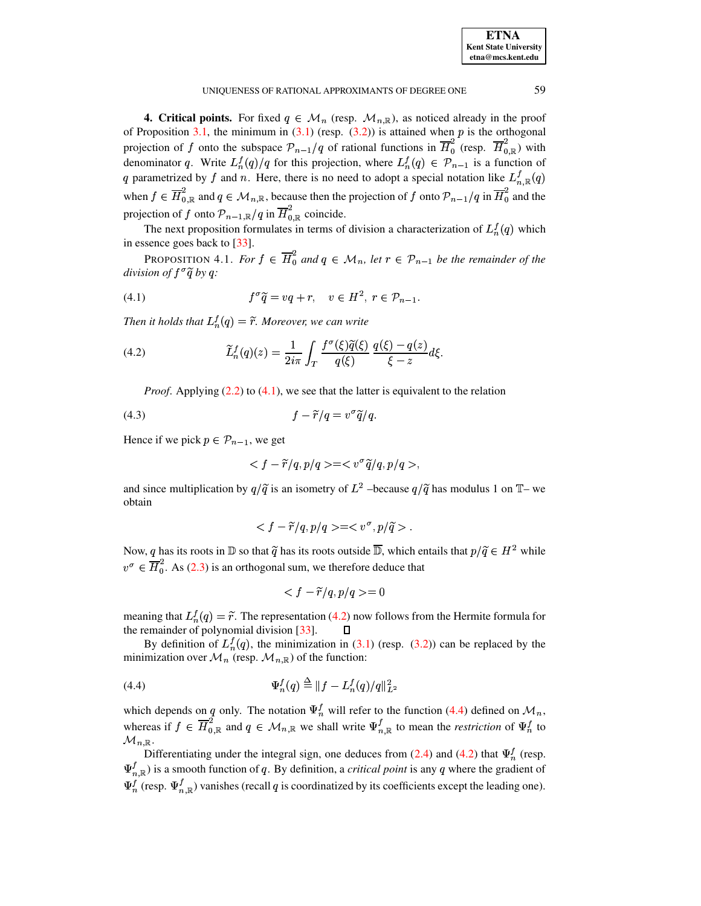**4. Critical points.** For fixed $q \in \mathcal{M}_n$ (resp. $\mathcal{M}_{n,\mathbb{R}}$), as noticed already in the proof of Proposition 3.1, the minimum in (3.1) (resp. (3.2)) is attained when $p$ is the orthogonal projection of $f$ onto the subspace $\mathcal{P}_{n-1}/q$ of rational functions in $\overline{H}_0^2$ (resp. $\overline{H}_{0,\mathbb{R}}^2$) with denominator $q$. Write $L_n^f(q)/q$ for this projection, where $L_n^f(q) \in \mathcal{P}_{n-1}$ is a function of $q$ parametrized by $f$ and $n$. Here, there is no need to adopt a special notation like $L_{n,\mathbb{R}}^f(q)$ when $f \in \overline{H}_{0,\mathbb{R}}^2$ and $q \in \mathcal{M}_{n,\mathbb{R}}$, because then the projection of $f$ onto $\mathcal{P}_{n-1}/q$ in $\overline{H}_0^2$ and the projection of $f$ onto $\mathcal{P}_{n-1,\mathbb{R}}/q$ in $\overline{H}_{0,\mathbb{R}}^2$ coincide.

The next proposition formulates in terms of division a characterization of $L_n^f(q)$ which in essence goes back to [33].

PROPOSITION 4.1. *For $f \in \overline{H}_0^2$ and $q \in \mathcal{M}_n$, let $r \in \mathcal{P}_{n-1}$ be the remainder of the division of $f^\sigma \widetilde{q}$ by $q$:*

$$f^\sigma \widetilde{q} = vq + r, \quad v \in H^2,\ r \in \mathcal{P}_{n-1}. \tag{4.1}$$

*Then it holds that $L_n^f(q) = \widetilde{r}$. Moreover, we can write*

$$\widetilde{L}_n^f(q)(z) = \frac{1}{2i\pi}\int_T \frac{f^\sigma(\xi)\widetilde{q}(\xi)}{q(\xi)}\,\frac{q(\xi)-q(z)}{\xi - z}d\xi. \tag{4.2}$$

*Proof.* Applying (2.2) to (4.1), we see that the latter is equivalent to the relation

$$f - \widetilde{r}/q = v^\sigma \widetilde{q}/q. \tag{4.3}$$

Hence if we pick $p \in \mathcal{P}_{n-1}$, we get

$$< f - \widetilde{r}/q, p/q > = < v^\sigma \widetilde{q}/q, p/q >,$$

and since multiplication by $q/\widetilde{q}$ is an isometry of $L^2$ –because $q/\widetilde{q}$ has modulus 1 on $\mathbb{T}$– we obtain

$$< f - \widetilde{r}/q, p/q > = < v^\sigma, p/\widetilde{q} > .$$

Now, $q$ has its roots in $\mathbb{D}$ so that $\widetilde{q}$ has its roots outside $\overline{\mathbb{D}}$, which entails that $p/\widetilde{q} \in H^2$ while $v^\sigma \in \overline{H}_0^2$. As (2.3) is an orthogonal sum, we therefore deduce that

$$< f - \widetilde{r}/q, p/q > = 0$$

meaning that $L_n^f(q) = \widetilde{r}$. The representation (4.2) now follows from the Hermite formula for the remainder of polynomial division [33]. $\square$

By definition of $L_n^f(q)$, the minimization in (3.1) (resp. (3.2)) can be replaced by the minimization over $\mathcal{M}_n$ (resp. $\mathcal{M}_{n,\mathbb{R}}$) of the function:

$$\Psi_n^f(q) \triangleq \|f - L_n^f(q)/q\|_{L^2}^2 \tag{4.4}$$

which depends on $q$ only. The notation $\Psi_n^f$ will refer to the function (4.4) defined on $\mathcal{M}_n$, whereas if $f \in \overline{H}_{0,\mathbb{R}}^2$ and $q \in \mathcal{M}_{n,\mathbb{R}}$ we shall write $\Psi_{n,\mathbb{R}}^f$ to mean the *restriction* of $\Psi_n^f$ to $\mathcal{M}_{n,\mathbb{R}}$.

Differentiating under the integral sign, one deduces from (2.4) and (4.2) that $\Psi_n^f$ (resp. $\Psi_{n,\mathbb{R}}^f$) is a smooth function of $q$. By definition, a *critical point* is any $q$ where the gradient of $\Psi_n^f$ (resp. $\Psi_{n,\mathbb{R}}^f$) vanishes (recall $q$ is coordinatized by its coefficients except the leading one).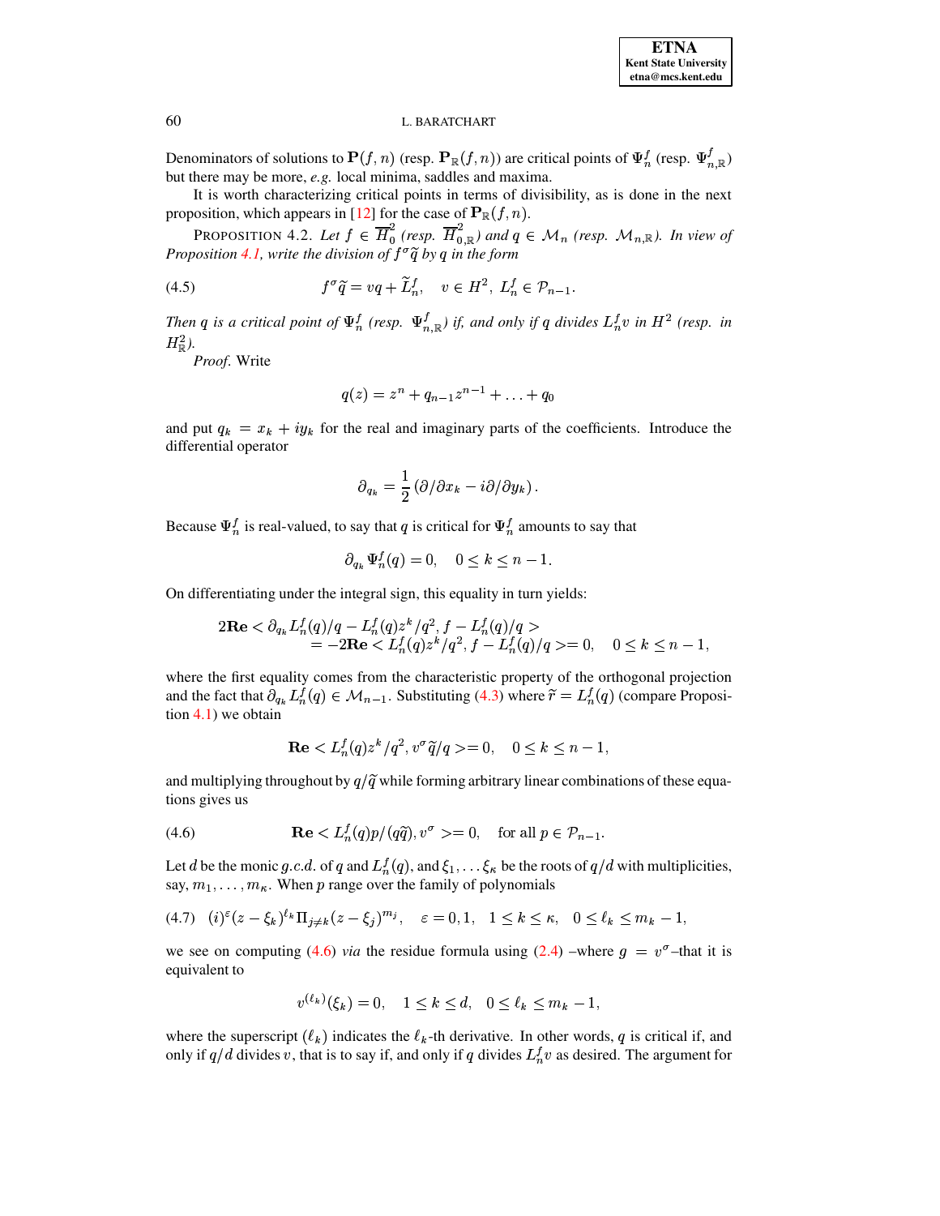Denominators of solutions to $\mathbf{P}(f,n)$ (resp. $\mathbf{P}_{\mathbb{R}}(f,n)$) are critical points of $\Psi_n^f$ (resp. $\Psi_{n,\mathbb{R}}^f$) but there may be more, *e.g.* local minima, saddles and maxima.

It is worth characterizing critical points in terms of divisibility, as is done in the next proposition, which appears in [12] for the case of $\mathbf{P}_{\mathbb{R}}(f,n)$.

PROPOSITION 4.2. *Let $f \in \overline{H}_0^2$ (resp. $\overline{H}_{0,\mathbb{R}}^2$) and $q \in \mathcal{M}_n$ (resp. $\mathcal{M}_{n,\mathbb{R}}$). In view of Proposition 4.1, write the division of $f^\sigma \widetilde{q}$ by $q$ in the form*

$$f^\sigma \widetilde{q} = vq + \widetilde{L}_n^f, \quad v \in H^2,\ L_n^f \in \mathcal{P}_{n-1}. \tag{4.5}$$

*Then $q$ is a critical point of $\Psi_n^f$ (resp. $\Psi_{n,\mathbb{R}}^f$) if, and only if $q$ divides $L_n^f v$ in $H^2$ (resp. in $H^2_{\mathbb{R}}$).*

*Proof.* Write

$$q(z) = z^n + q_{n-1}z^{n-1} + \ldots + q_0$$

and put $q_k = x_k + iy_k$ for the real and imaginary parts of the coefficients. Introduce the differential operator

$$\partial_{q_k} = \frac{1}{2}\left(\partial/\partial x_k - i\partial/\partial y_k\right).$$

Because $\Psi_n^f$ is real-valued, to say that $q$ is critical for $\Psi_n^f$ amounts to say that

$$\partial_{q_k}\Psi_n^f(q) = 0, \quad 0 \le k \le n-1.$$

On differentiating under the integral sign, this equality in turn yields:

$$\begin{aligned} 2\mathbf{Re} &< \partial_{q_k} L_n^f(q)/q - L_n^f(q)z^k/q^2, f - L_n^f(q)/q > \\ &= -2\mathbf{Re} < L_n^f(q)z^k/q^2, f - L_n^f(q)/q >= 0, \quad 0 \le k \le n-1, \end{aligned}$$

where the first equality comes from the characteristic property of the orthogonal projection and the fact that $\partial_{q_k} L_n^f(q) \in \mathcal{M}_{n-1}$. Substituting (4.3) where $\widetilde{r} = L_n^f(q)$ (compare Proposition 4.1) we obtain

$$\mathbf{Re} < L_n^f(q)z^k/q^2, v^\sigma \widetilde{q}/q >= 0, \quad 0 \le k \le n-1,$$

and multiplying throughout by $q/\widetilde{q}$ while forming arbitrary linear combinations of these equations gives us

$$\mathbf{Re} < L_n^f(q)p/(q\widetilde{q}), v^\sigma >= 0, \quad \text{for all } p \in \mathcal{P}_{n-1}. \tag{4.6}$$

Let $d$ be the monic $g.c.d.$ of $q$ and $L_n^f(q)$, and $\xi_1, \ldots \xi_\kappa$ be the roots of $q/d$ with multiplicities, say, $m_1, \ldots, m_\kappa$. When $p$ range over the family of polynomials

$$(i)^\varepsilon (z-\xi_k)^{\ell_k}\Pi_{j\neq k}(z-\xi_j)^{m_j}, \quad \varepsilon = 0,1, \quad 1 \le k \le \kappa, \quad 0 \le \ell_k \le m_k - 1, \tag{4.7}$$

we see on computing (4.6) *via* the residue formula using (2.4) –where $g = v^\sigma$–that it is equivalent to

$$v^{(\ell_k)}(\xi_k) = 0, \quad 1 \le k \le d, \quad 0 \le \ell_k \le m_k - 1,$$

where the superscript $(\ell_k)$ indicates the $\ell_k$-th derivative. In other words, $q$ is critical if, and only if $q/d$ divides $v$, that is to say if, and only if $q$ divides $L_n^f v$ as desired. The argument for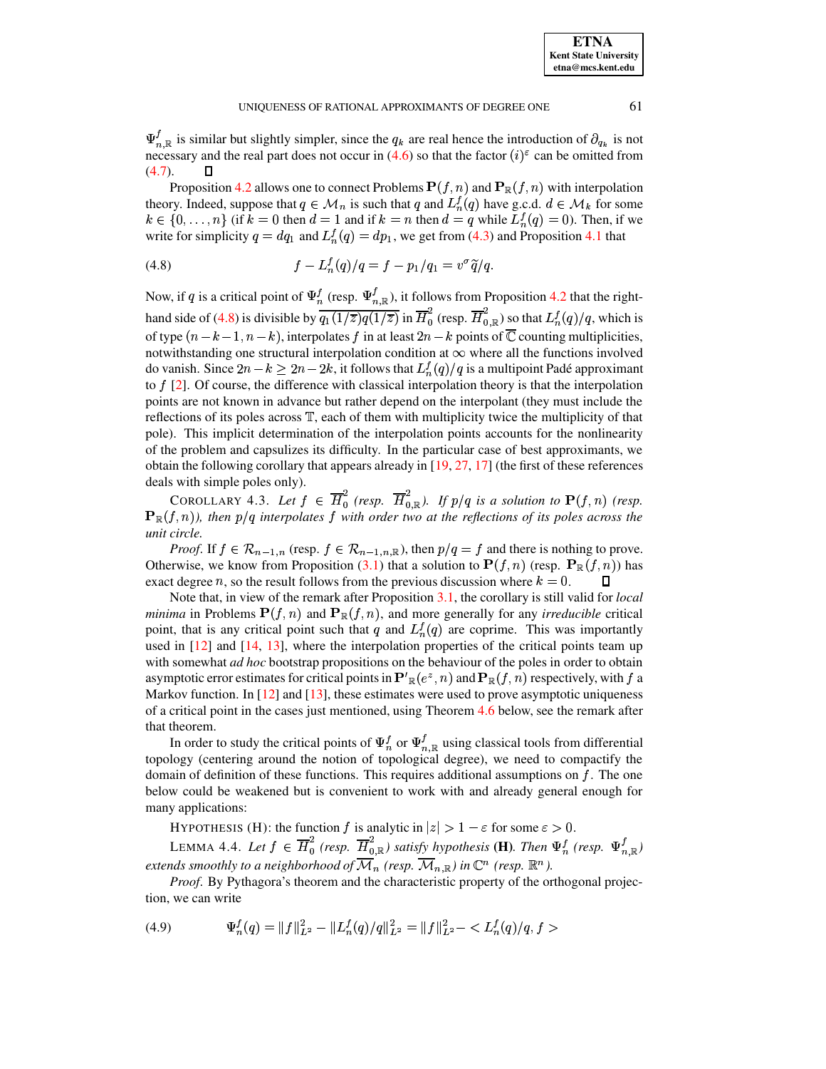$\Psi^f_{n,\mathbb{R}}$ is similar but slightly simpler, since the $q_k$ are real hence the introduction of $\partial_{\bar{q}_k}$ is not necessary and the real part does not occur in (4.6) so that the factor $(i)^\varepsilon$ can be omitted from (4.7). $\square$

Proposition 4.2 allows one to connect Problems $\mathbf{P}(f,n)$ and $\mathbf{P}_\mathbb{R}(f,n)$ with interpolation theory. Indeed, suppose that $q \in \mathcal{M}_n$ is such that $q$ and $L^f_n(q)$ have g.c.d. $d \in \mathcal{M}_k$ for some $k \in \{0,\ldots,n\}$ (if $k=0$ then $d=1$ and if $k=n$ then $d=q$ while $L^f_n(q)=0$). Then, if we write for simplicity $q = dq_1$ and $L^f_n(q) = dp_1$, we get from (4.3) and Proposition 4.1 that

$$f - L^f_n(q)/q = f - p_1/q_1 = v^\sigma \tilde{q}/q. \tag{4.8}$$

Now, if $q$ is a critical point of $\Psi^f_n$ (resp. $\Psi^f_{n,\mathbb{R}}$), it follows from Proposition 4.2 that the right-hand side of (4.8) is divisible by $\overline{q_1(1/\bar{z})q(1/\bar{z})}$ in $\overline{H}^2_0$ (resp. $\overline{H}^2_{0,\mathbb{R}}$) so that $L^f_n(q)/q$, which is of type $(n-k-1, n-k)$, interpolates $f$ in at least $2n-k$ points of $\overline{\mathbb{C}}$ counting multiplicities, notwithstanding one structural interpolation condition at $\infty$ where all the functions involved do vanish. Since $2n-k \geq 2n-2k$, it follows that $L^f_n(q)/q$ is a multipoint Padé approximant to $f$ [2]. Of course, the difference with classical interpolation theory is that the interpolation points are not known in advance but rather depend on the interpolant (they must include the reflections of its poles across $\mathbb{T}$, each of them with multiplicity twice the multiplicity of that pole). This implicit determination of the interpolation points accounts for the nonlinearity of the problem and capsulizes its difficulty. In the particular case of best approximants, we obtain the following corollary that appears already in [19, 27, 17] (the first of these references deals with simple poles only).

COROLLARY 4.3. *Let $f \in \overline{H}^2_0$ (resp. $\overline{H}^2_{0,\mathbb{R}}$). If $p/q$ is a solution to $\mathbf{P}(f,n)$ (resp. $\mathbf{P}_\mathbb{R}(f,n)$), then $p/q$ interpolates $f$ with order two at the reflections of its poles across the unit circle.*

*Proof.* If $f \in \mathcal{R}_{n-1,n}$ (resp. $f \in \mathcal{R}_{n-1,n,\mathbb{R}}$), then $p/q = f$ and there is nothing to prove. Otherwise, we know from Proposition (3.1) that a solution to $\mathbf{P}(f,n)$ (resp. $\mathbf{P}_\mathbb{R}(f,n)$) has exact degree $n$, so the result follows from the previous discussion where $k=0$. $\square$

Note that, in view of the remark after Proposition 3.1, the corollary is still valid for *local minima* in Problems $\mathbf{P}(f,n)$ and $\mathbf{P}_\mathbb{R}(f,n)$, and more generally for any *irreducible* critical point, that is any critical point such that $q$ and $L^f_n(q)$ are coprime. This was importantly used in [12] and [14, 13], where the interpolation properties of the critical points team up with somewhat *ad hoc* bootstrap propositions on the behaviour of the poles in order to obtain asymptotic error estimates for critical points in $\mathbf{P'}_\mathbb{R}(e^z,n)$ and $\mathbf{P}_\mathbb{R}(f,n)$ respectively, with $f$ a Markov function. In [12] and [13], these estimates were used to prove asymptotic uniqueness of a critical point in the cases just mentioned, using Theorem 4.6 below, see the remark after that theorem.

In order to study the critical points of $\Psi^f_n$ or $\Psi^f_{n,\mathbb{R}}$ using classical tools from differential topology (centering around the notion of topological degree), we need to compactify the domain of definition of these functions. This requires additional assumptions on $f$. The one below could be weakened but is convenient to work with and already general enough for many applications:

HYPOTHESIS (H): the function $f$ is analytic in $|z| > 1-\varepsilon$ for some $\varepsilon > 0$.

LEMMA 4.4. *Let $f \in \overline{H}^2_0$ (resp. $\overline{H}^2_{0,\mathbb{R}}$) satisfy hypothesis* **(H)**. *Then $\Psi^f_n$ (resp. $\Psi^f_{n,\mathbb{R}}$) extends smoothly to a neighborhood of $\overline{\mathcal{M}}_n$ (resp. $\overline{\mathcal{M}}_{n,\mathbb{R}}$) in $\mathbb{C}^n$ (resp. $\mathbb{R}^n$).*

*Proof.* By Pythagora's theorem and the characteristic property of the orthogonal projection, we can write

$$\Psi^f_n(q) = \|f\|^2_{L^2} - \|L^f_n(q)/q\|^2_{L^2} = \|f\|^2_{L^2} - < L^f_n(q)/q, f > \tag{4.9}$$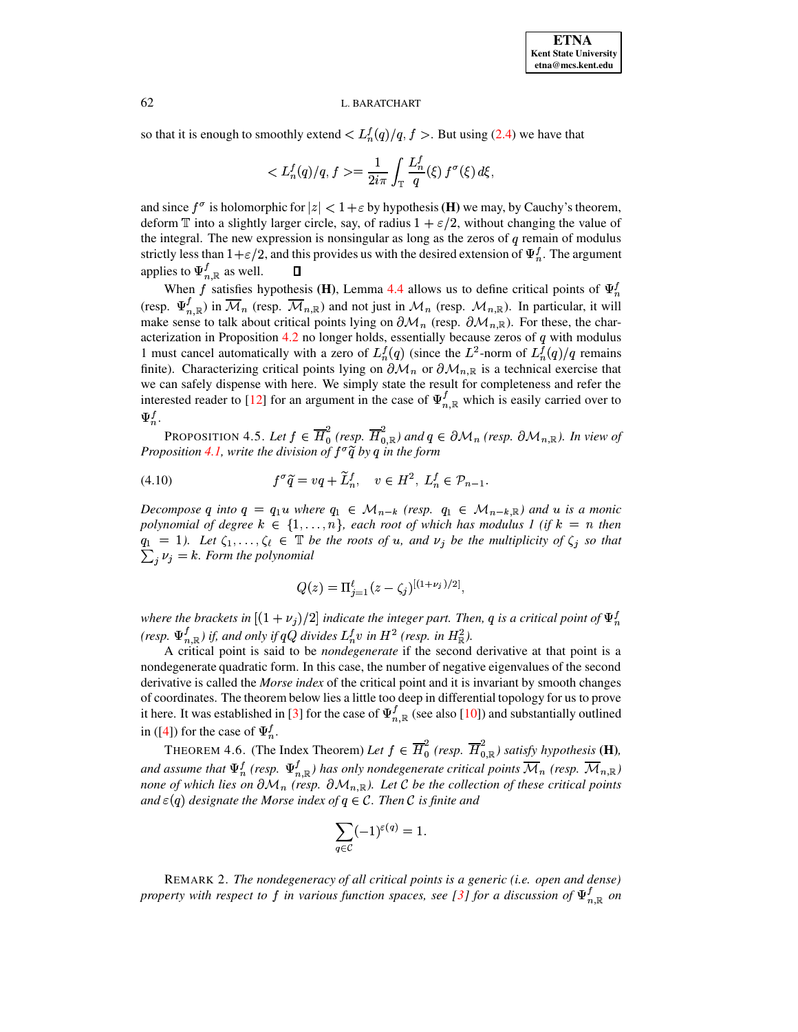so that it is enough to smoothly extend $< L_n^f(q)/q, f >$. But using (2.4) we have that

$$< L_n^f(q)/q, f >= \frac{1}{2i\pi}\int_{\mathbb{T}} \frac{L_n^f}{q}(\xi)\, f^\sigma(\xi)\, d\xi,$$

and since $f^\sigma$ is holomorphic for $|z| < 1+\varepsilon$ by hypothesis **(H)** we may, by Cauchy's theorem, deform $\mathbb{T}$ into a slightly larger circle, say, of radius $1+\varepsilon/2$, without changing the value of the integral. The new expression is nonsingular as long as the zeros of $q$ remain of modulus strictly less than $1+\varepsilon/2$, and this provides us with the desired extension of $\Psi_n^f$. The argument applies to $\Psi_{n,\mathbb{R}}^f$ as well. ∎

When $f$ satisfies hypothesis **(H)**, Lemma 4.4 allows us to define critical points of $\Psi_n^f$ (resp. $\Psi_{n,\mathbb{R}}^f$) in $\overline{\mathcal{M}}_n$ (resp. $\overline{\mathcal{M}}_{n,\mathbb{R}}$) and not just in $\mathcal{M}_n$ (resp. $\mathcal{M}_{n,\mathbb{R}}$). In particular, it will make sense to talk about critical points lying on $\partial\mathcal{M}_n$ (resp. $\partial\mathcal{M}_{n,\mathbb{R}}$). For these, the characterization in Proposition 4.2 no longer holds, essentially because zeros of $q$ with modulus 1 must cancel automatically with a zero of $L_n^f(q)$ (since the $L^2$-norm of $L_n^f(q)/q$ remains finite). Characterizing critical points lying on $\partial\mathcal{M}_n$ or $\partial\mathcal{M}_{n,\mathbb{R}}$ is a technical exercise that we can safely dispense with here. We simply state the result for completeness and refer the interested reader to [12] for an argument in the case of $\Psi_{n,\mathbb{R}}^f$ which is easily carried over to $\Psi_n^f$.

PROPOSITION 4.5. *Let $f \in \overline{H}_0^2$ (resp. $\overline{H}_{0,\mathbb{R}}^2$) and $q \in \partial\mathcal{M}_n$ (resp. $\partial\mathcal{M}_{n,\mathbb{R}}$). In view of Proposition 4.1, write the division of $f^\sigma\widetilde{q}$ by $q$ in the form*

$$f^\sigma\widetilde{q} = vq + \widetilde{L}_n^f, \quad v \in H^2,\ L_n^f \in \mathcal{P}_{n-1}. \tag{4.10}$$

*Decompose $q$ into $q = q_1 u$ where $q_1 \in \mathcal{M}_{n-k}$ (resp. $q_1 \in \mathcal{M}_{n-k,\mathbb{R}}$) and $u$ is a monic polynomial of degree $k \in \{1,\ldots,n\}$, each root of which has modulus 1 (if $k=n$ then $q_1 = 1$). Let $\zeta_1,\ldots,\zeta_\ell \in \mathbb{T}$ be the roots of $u$, and $\nu_j$ be the multiplicity of $\zeta_j$ so that $\sum_j \nu_j = k$. Form the polynomial*

$$Q(z) = \Pi_{j=1}^{\ell}(z-\zeta_j)^{[(1+\nu_j)/2]},$$

*where the brackets in $[(1+\nu_j)/2]$ indicate the integer part. Then, $q$ is a critical point of $\Psi_n^f$ (resp. $\Psi_{n,\mathbb{R}}^f$) if, and only if $qQ$ divides $L_n^f v$ in $H^2$ (resp. in $H_{\mathbb{R}}^2$).*

A critical point is said to be *nondegenerate* if the second derivative at that point is a nondegenerate quadratic form. In this case, the number of negative eigenvalues of the second derivative is called the *Morse index* of the critical point and it is invariant by smooth changes of coordinates. The theorem below lies a little too deep in differential topology for us to prove it here. It was established in [3] for the case of $\Psi_{n,\mathbb{R}}^f$ (see also [10]) and substantially outlined in ([4]) for the case of $\Psi_n^f$.

THEOREM 4.6. (The Index Theorem) *Let $f \in \overline{H}_0^2$ (resp. $\overline{H}_{0,\mathbb{R}}^2$) satisfy hypothesis* **(H)**, *and assume that $\Psi_n^f$ (resp. $\Psi_{n,\mathbb{R}}^f$) has only nondegenerate critical points $\overline{\mathcal{M}}_n$ (resp. $\overline{\mathcal{M}}_{n,\mathbb{R}}$) none of which lies on $\partial\mathcal{M}_n$ (resp. $\partial\mathcal{M}_{n,\mathbb{R}}$). Let $\mathcal{C}$ be the collection of these critical points and $\varepsilon(q)$ designate the Morse index of $q \in \mathcal{C}$. Then $\mathcal{C}$ is finite and*

$$\sum_{q\in\mathcal{C}} (-1)^{\varepsilon(q)} = 1.$$

REMARK 2. *The nondegeneracy of all critical points is a generic (i.e. open and dense) property with respect to $f$ in various function spaces, see [3] for a discussion of $\Psi_{n,\mathbb{R}}^f$ on*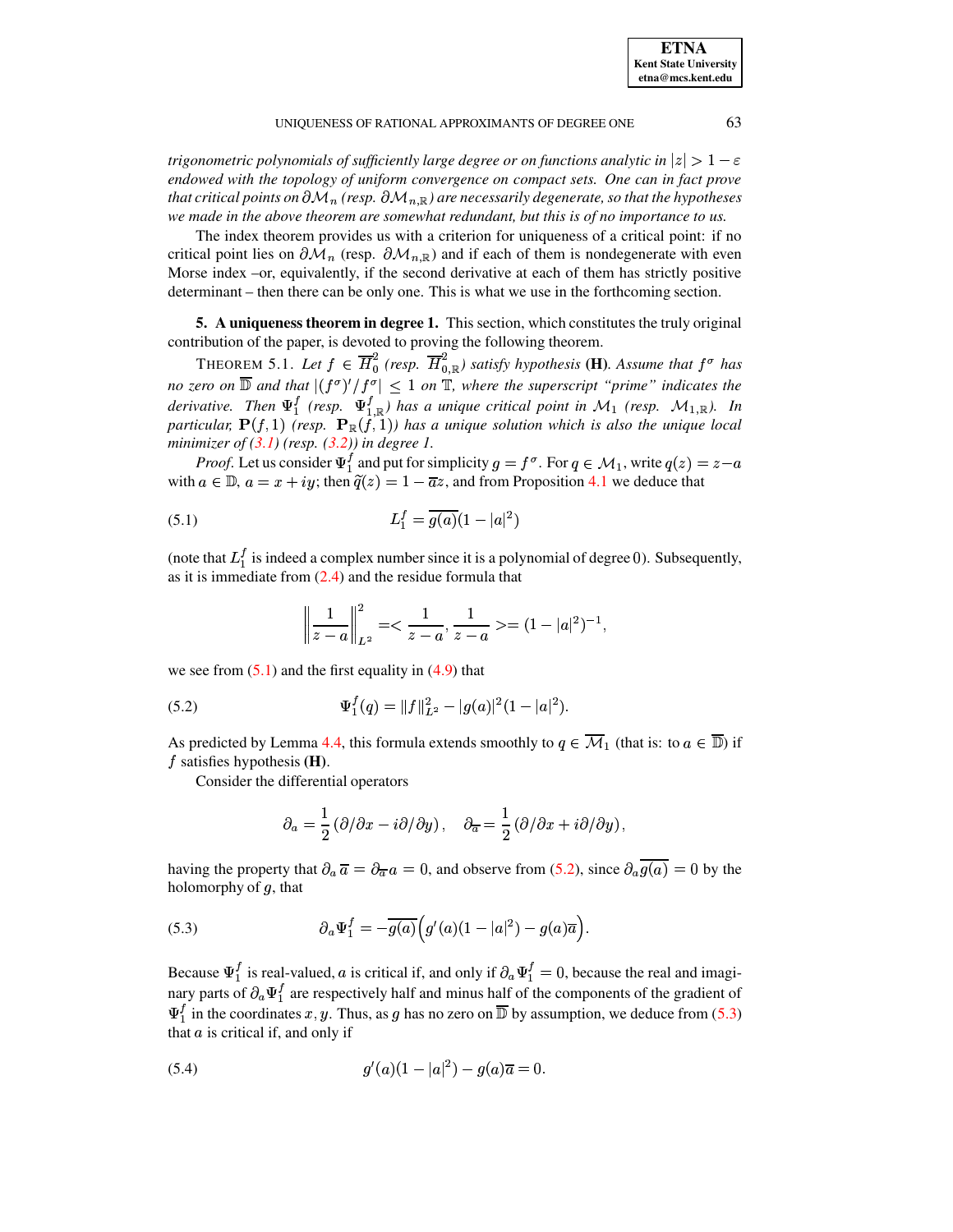*trigonometric polynomials of sufficiently large degree or on functions analytic in $|z| > 1 - \varepsilon$ endowed with the topology of uniform convergence on compact sets. One can in fact prove that critical points on $\partial\mathcal{M}_n$ (resp. $\partial\mathcal{M}_{n,\mathbb{R}}$) are necessarily degenerate, so that the hypotheses we made in the above theorem are somewhat redundant, but this is of no importance to us.*

The index theorem provides us with a criterion for uniqueness of a critical point: if no critical point lies on $\partial\mathcal{M}_n$ (resp. $\partial\mathcal{M}_{n,\mathbb{R}}$) and if each of them is nondegenerate with even Morse index –or, equivalently, if the second derivative at each of them has strictly positive determinant – then there can be only one. This is what we use in the forthcoming section.

## 5. A uniqueness theorem in degree 1.

This section, which constitutes the truly original contribution of the paper, is devoted to proving the following theorem.

THEOREM 5.1. *Let $f \in \overline{H}^2_0$ (resp. $\overline{H}^2_{0,\mathbb{R}}$) satisfy hypothesis* **(H)**. *Assume that $f^\sigma$ has no zero on $\overline{\mathbb{D}}$ and that $|(f^\sigma)'/f^\sigma| \le 1$ on $\mathbb{T}$, where the superscript "prime" indicates the derivative. Then $\Psi^f_1$ (resp. $\Psi^f_{1,\mathbb{R}}$) has a unique critical point in $\mathcal{M}_1$ (resp. $\mathcal{M}_{1,\mathbb{R}}$). In particular, $\mathbf{P}(f,1)$ (resp. $\mathbf{P}_{\mathbb{R}}(f,1)$) has a unique solution which is also the unique local minimizer of (3.1) (resp. (3.2)) in degree 1.*

*Proof.* Let us consider $\Psi^f_1$ and put for simplicity $g = f^\sigma$. For $q \in \mathcal{M}_1$, write $q(z) = z - a$ with $a \in \mathbb{D}$, $a = x + iy$; then $\widetilde{q}(z) = 1 - \overline{a}z$, and from Proposition 4.1 we deduce that

$$L^f_1 = \overline{g(a)}(1 - |a|^2) \tag{5.1}$$

(note that $L^f_1$ is indeed a complex number since it is a polynomial of degree 0). Subsequently, as it is immediate from (2.4) and the residue formula that

$$\left\| \frac{1}{z-a} \right\|^2_{L^2} = < \frac{1}{z-a}, \frac{1}{z-a} > = (1 - |a|^2)^{-1},$$

we see from (5.1) and the first equality in (4.9) that

$$\Psi^f_1(q) = \|f\|^2_{L^2} - |g(a)|^2(1 - |a|^2). \tag{5.2}$$

As predicted by Lemma 4.4, this formula extends smoothly to $q \in \overline{\mathcal{M}_1}$ (that is: to $a \in \overline{\mathbb{D}}$) if $f$ satisfies hypothesis **(H)**.

Consider the differential operators

$$\partial_a = \frac{1}{2}\left(\partial/\partial x - i\partial/\partial y\right), \quad \partial_{\overline{a}} = \frac{1}{2}\left(\partial/\partial x + i\partial/\partial y\right),$$

having the property that $\partial_a \overline{a} = \partial_{\overline{a}} a = 0$, and observe from (5.2), since $\partial_a \overline{g(a)} = 0$ by the holomorphy of $g$, that

$$\partial_a \Psi^f_1 = -\overline{g(a)}\Big(g'(a)(1 - |a|^2) - g(a)\overline{a}\Big). \tag{5.3}$$

Because $\Psi^f_1$ is real-valued, $a$ is critical if, and only if $\partial_a \Psi^f_1 = 0$, because the real and imaginary parts of $\partial_a \Psi^f_1$ are respectively half and minus half of the components of the gradient of $\Psi^f_1$ in the coordinates $x, y$. Thus, as $g$ has no zero on $\overline{\mathbb{D}}$ by assumption, we deduce from (5.3) that $a$ is critical if, and only if

$$g'(a)(1 - |a|^2) - g(a)\overline{a} = 0. \tag{5.4}$$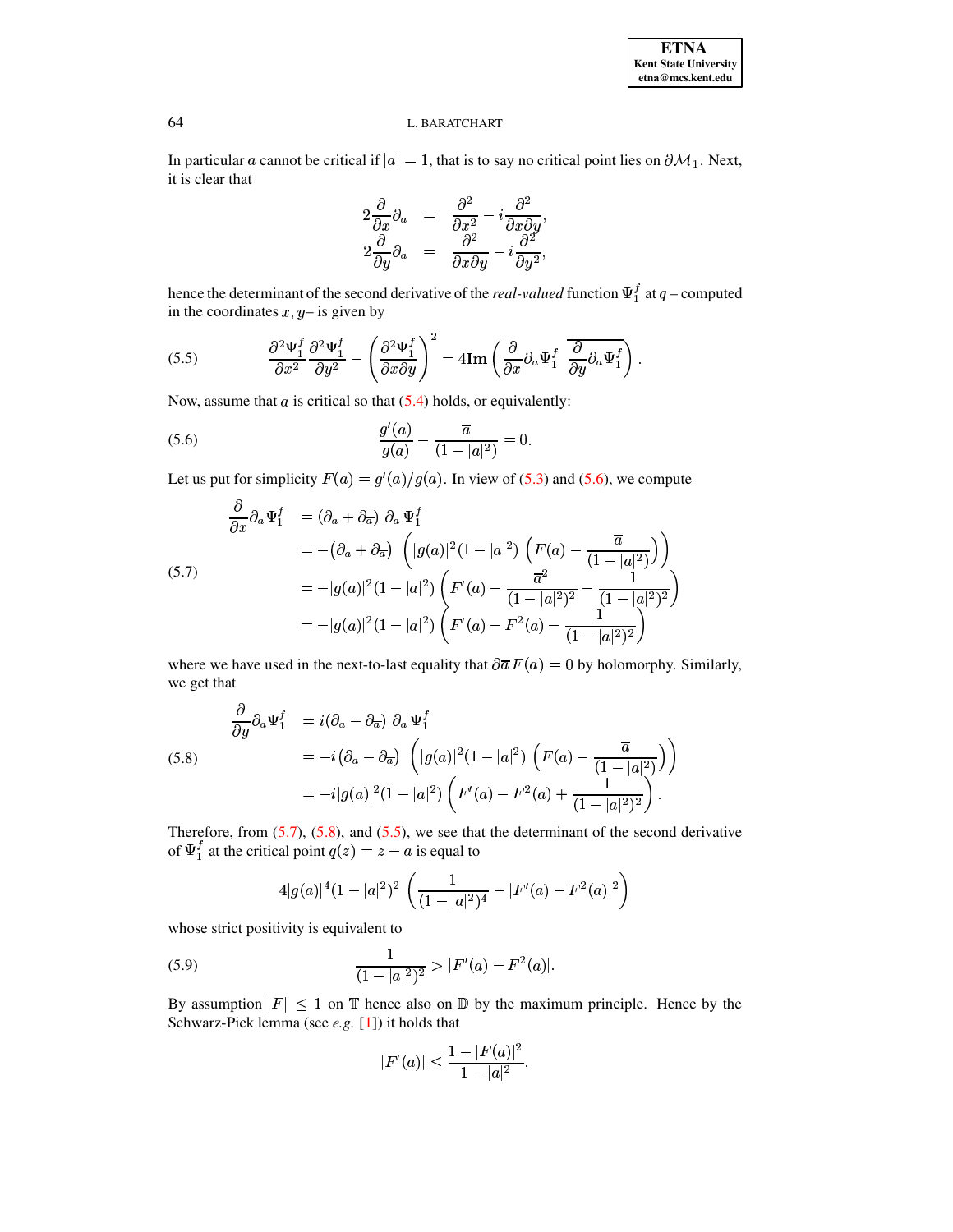In particular $a$ cannot be critical if $|a| = 1$, that is to say no critical point lies on $\partial\mathcal{M}_1$. Next, it is clear that

$$
\begin{aligned}
2\frac{\partial}{\partial x}\partial_a &= \frac{\partial^2}{\partial x^2} - i\frac{\partial^2}{\partial x \partial y},\\
2\frac{\partial}{\partial y}\partial_a &= \frac{\partial^2}{\partial x \partial y} - i\frac{\partial^2}{\partial y^2},
\end{aligned}
$$

hence the determinant of the second derivative of the *real-valued* function $\Psi_1^f$ at $q$ – computed in the coordinates $x, y$– is given by

$$
\frac{\partial^2 \Psi_1^f}{\partial x^2}\frac{\partial^2 \Psi_1^f}{\partial y^2} - \left(\frac{\partial^2 \Psi_1^f}{\partial x \partial y}\right)^2 = 4\mathbf{Im}\left(\frac{\partial}{\partial x}\partial_a \Psi_1^f \; \overline{\frac{\partial}{\partial y}\partial_a \Psi_1^f}\right). \tag{5.5}
$$

Now, assume that $a$ is critical so that (5.4) holds, or equivalently:

$$
\frac{g'(a)}{g(a)} - \frac{\overline{a}}{(1-|a|^2)} = 0. \tag{5.6}
$$

Let us put for simplicity $F(a) = g'(a)/g(a)$. In view of (5.3) and (5.6), we compute

$$
\begin{aligned}
\frac{\partial}{\partial x}\partial_a \Psi_1^f &= \left(\partial_a + \partial_{\overline{a}}\right) \partial_a \Psi_1^f \\
&= -\left(\partial_a + \partial_{\overline{a}}\right) \left(|g(a)|^2(1-|a|^2)\left(F(a) - \frac{\overline{a}}{(1-|a|^2)}\right)\right) \\
&= -|g(a)|^2(1-|a|^2)\left(F'(a) - \frac{\overline{a}^2}{(1-|a|^2)^2} - \frac{1}{(1-|a|^2)^2}\right) \\
&= -|g(a)|^2(1-|a|^2)\left(F'(a) - F^2(a) - \frac{1}{(1-|a|^2)^2}\right)
\end{aligned} \tag{5.7}
$$

where we have used in the next-to-last equality that $\partial\overline{a}F(a) = 0$ by holomorphy. Similarly, we get that

$$
\begin{aligned}
\frac{\partial}{\partial y}\partial_a \Psi_1^f &= i\left(\partial_a - \partial_{\overline{a}}\right) \partial_a \Psi_1^f \\
&= -i\left(\partial_a - \partial_{\overline{a}}\right) \left(|g(a)|^2(1-|a|^2)\left(F(a) - \frac{\overline{a}}{(1-|a|^2)}\right)\right) \\
&= -i|g(a)|^2(1-|a|^2)\left(F'(a) - F^2(a) + \frac{1}{(1-|a|^2)^2}\right).
\end{aligned} \tag{5.8}
$$

Therefore, from (5.7), (5.8), and (5.5), we see that the determinant of the second derivative of $\Psi_1^f$ at the critical point $q(z) = z - a$ is equal to

$$
4|g(a)|^4(1-|a|^2)^2\left(\frac{1}{(1-|a|^2)^4} - |F'(a) - F^2(a)|^2\right)
$$

whose strict positivity is equivalent to

$$
\frac{1}{(1-|a|^2)^2} > |F'(a) - F^2(a)|. \tag{5.9}
$$

By assumption $|F| \leq 1$ on $\mathbb{T}$ hence also on $\mathbb{D}$ by the maximum principle. Hence by the Schwarz-Pick lemma (see *e.g.* [1]) it holds that

$$
|F'(a)| \leq \frac{1-|F(a)|^2}{1-|a|^2}.
$$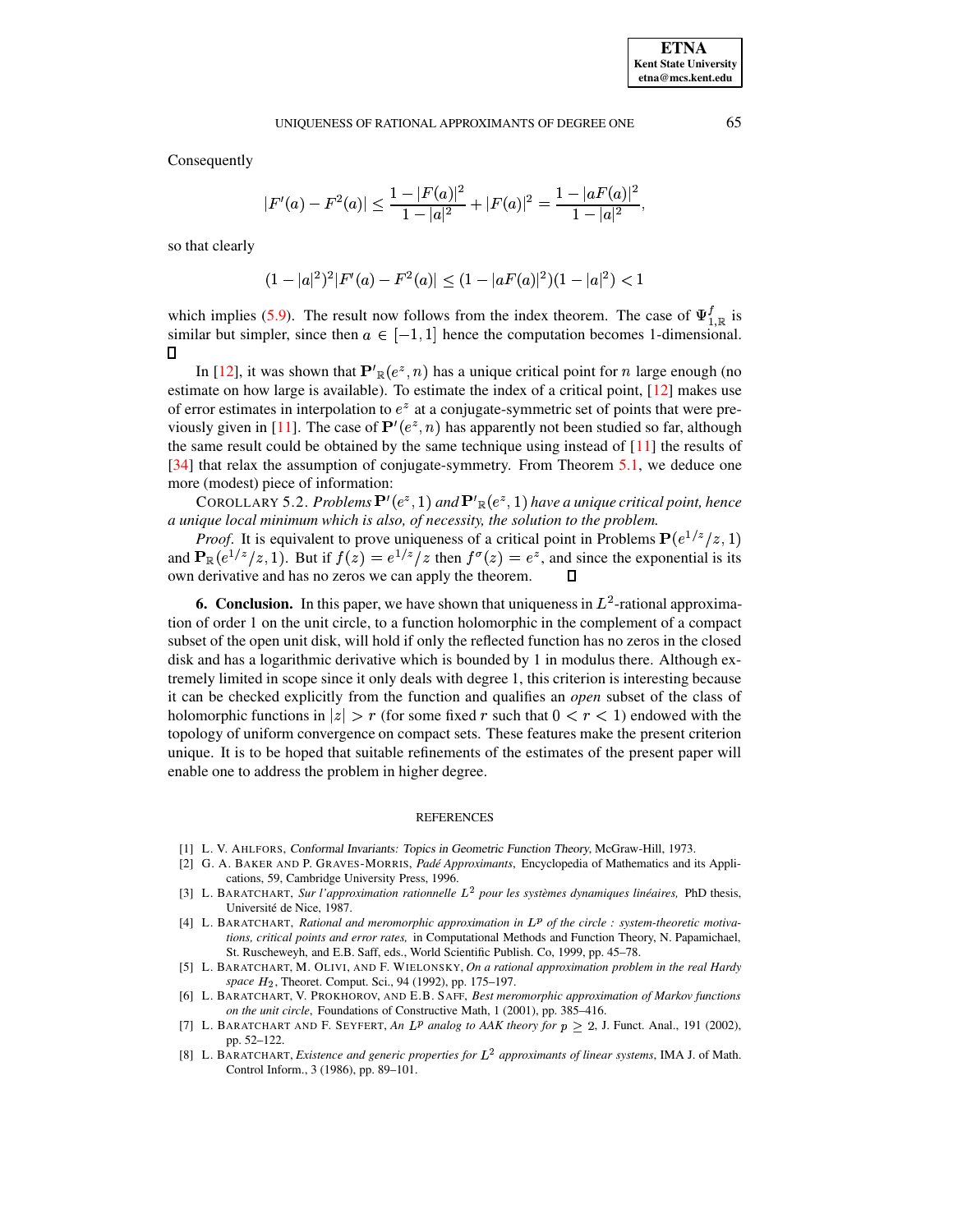Consequently

$$|F'(a) - F^2(a)| \leq \frac{1 - |F(a)|^2}{1 - |a|^2} + |F(a)|^2 = \frac{1 - |aF(a)|^2}{1 - |a|^2},$$

so that clearly

$$(1 - |a|^2)^2 |F'(a) - F^2(a)| \leq (1 - |aF(a)|^2)(1 - |a|^2) < 1$$

which implies (5.9). The result now follows from the index theorem. The case of $\Psi^f_{1,\mathbb{R}}$ is similar but simpler, since then $a \in [-1, 1]$ hence the computation becomes 1-dimensional. ☐

In [12], it was shown that $\mathbf{P'}_{\mathbb{R}}(e^z, n)$ has a unique critical point for $n$ large enough (no estimate on how large is available). To estimate the index of a critical point, [12] makes use of error estimates in interpolation to $e^z$ at a conjugate-symmetric set of points that were previously given in [11]. The case of $\mathbf{P'}(e^z, n)$ has apparently not been studied so far, although the same result could be obtained by the same technique using instead of [11] the results of [34] that relax the assumption of conjugate-symmetry. From Theorem 5.1, we deduce one more (modest) piece of information:

COROLLARY 5.2. *Problems* $\mathbf{P'}(e^z, 1)$ *and* $\mathbf{P'}_{\mathbb{R}}(e^z, 1)$ *have a unique critical point, hence a unique local minimum which is also, of necessity, the solution to the problem.*

*Proof*. It is equivalent to prove uniqueness of a critical point in Problems $\mathbf{P}(e^{1/z}/z, 1)$ and $\mathbf{P}_{\mathbb{R}}(e^{1/z}/z, 1)$. But if $f(z) = e^{1/z}/z$ then $f^\sigma(z) = e^z$, and since the exponential is its own derivative and has no zeros we can apply the theorem. ☐

**6. Conclusion.** In this paper, we have shown that uniqueness in $L^2$-rational approximation of order 1 on the unit circle, to a function holomorphic in the complement of a compact subset of the open unit disk, will hold if only the reflected function has no zeros in the closed disk and has a logarithmic derivative which is bounded by 1 in modulus there. Although extremely limited in scope since it only deals with degree 1, this criterion is interesting because it can be checked explicitly from the function and qualifies an *open* subset of the class of holomorphic functions in $|z| > r$ (for some fixed $r$ such that $0 < r < 1$) endowed with the topology of uniform convergence on compact sets. These features make the present criterion unique. It is to be hoped that suitable refinements of the estimates of the present paper will enable one to address the problem in higher degree.

## REFERENCES

[1] L. V. AHLFORS, *Conformal Invariants: Topics in Geometric Function Theory*, McGraw-Hill, 1973.

[2] G. A. BAKER AND P. GRAVES-MORRIS, *Padé Approximants*, Encyclopedia of Mathematics and its Applications, 59, Cambridge University Press, 1996.

[3] L. BARATCHART, *Sur l'approximation rationnelle $L^2$ pour les systèmes dynamiques linéaires,* PhD thesis, Université de Nice, 1987.

[4] L. BARATCHART, *Rational and meromorphic approximation in $L^p$ of the circle : system-theoretic motivations, critical points and error rates,* in Computational Methods and Function Theory, N. Papamichael, St. Ruscheweyh, and E.B. Saff, eds., World Scientific Publish. Co, 1999, pp. 45–78.

[5] L. BARATCHART, M. OLIVI, AND F. WIELONSKY, *On a rational approximation problem in the real Hardy space $H_2$*, Theoret. Comput. Sci., 94 (1992), pp. 175–197.

[6] L. BARATCHART, V. PROKHOROV, AND E.B. SAFF, *Best meromorphic approximation of Markov functions on the unit circle*, Foundations of Constructive Math, 1 (2001), pp. 385–416.

[7] L. BARATCHART AND F. SEYFERT, *An $L^p$ analog to AAK theory for $p \geq 2$*, J. Funct. Anal., 191 (2002), pp. 52–122.

[8] L. BARATCHART, *Existence and generic properties for $L^2$ approximants of linear systems*, IMA J. of Math. Control Inform., 3 (1986), pp. 89–101.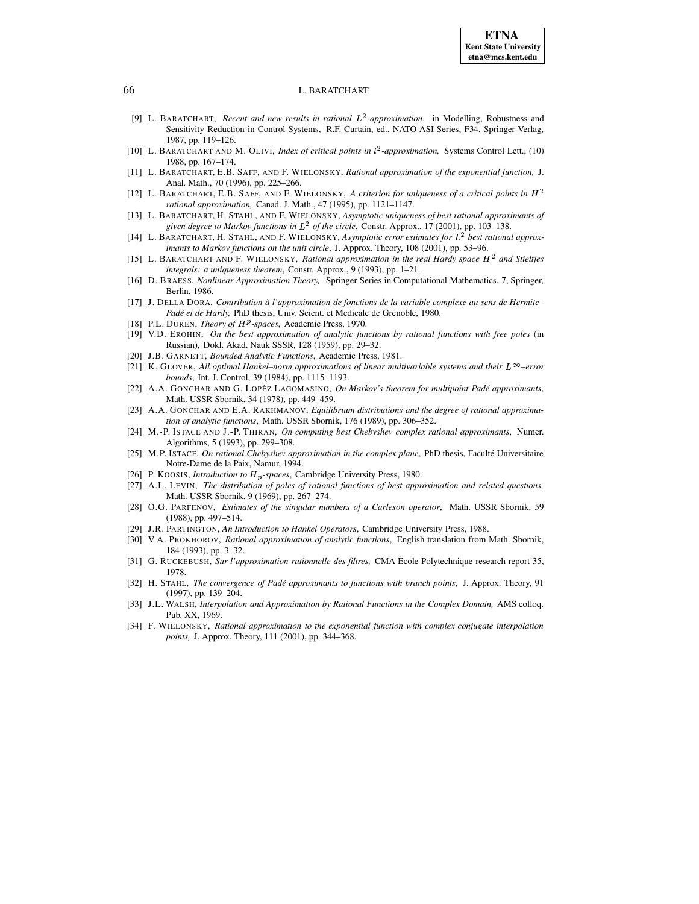[9] L. Baratchart, *Recent and new results in rational $L^2$-approximation*, in Modelling, Robustness and Sensitivity Reduction in Control Systems, R.F. Curtain, ed., NATO ASI Series, F34, Springer-Verlag, 1987, pp. 119–126.

[10] L. Baratchart and M. Olivi, *Index of critical points in $l^2$-approximation,* Systems Control Lett., (10) 1988, pp. 167–174.

[11] L. Baratchart, E.B. Saff, and F. Wielonsky, *Rational approximation of the exponential function,* J. Anal. Math., 70 (1996), pp. 225–266.

[12] L. Baratchart, E.B. Saff, and F. Wielonsky, *A criterion for uniqueness of a critical points in $H^2$ rational approximation,* Canad. J. Math., 47 (1995), pp. 1121–1147.

[13] L. Baratchart, H. Stahl, and F. Wielonsky, *Asymptotic uniqueness of best rational approximants of given degree to Markov functions in $L^2$ of the circle*, Constr. Approx., 17 (2001), pp. 103–138.

[14] L. Baratchart, H. Stahl, and F. Wielonsky, *Asymptotic error estimates for $L^2$ best rational approximants to Markov functions on the unit circle*, J. Approx. Theory, 108 (2001), pp. 53–96.

[15] L. Baratchart and F. Wielonsky, *Rational approximation in the real Hardy space $H^2$ and Stieltjes integrals: a uniqueness theorem*, Constr. Approx., 9 (1993), pp. 1–21.

[16] D. Braess, *Nonlinear Approximation Theory,* Springer Series in Computational Mathematics, 7, Springer, Berlin, 1986.

[17] J. Della Dora, *Contribution à l'approximation de fonctions de la variable complexe au sens de Hermite–Padé et de Hardy,* PhD thesis, Univ. Scient. et Medicale de Grenoble, 1980.

[18] P.L. Duren, *Theory of $H^p$-spaces*, Academic Press, 1970.

[19] V.D. Erohin, *On the best approximation of analytic functions by rational functions with free poles* (in Russian), Dokl. Akad. Nauk SSSR, 128 (1959), pp. 29–32.

[20] J.B. Garnett, *Bounded Analytic Functions*, Academic Press, 1981.

[21] K. Glover, *All optimal Hankel–norm approximations of linear multivariable systems and their $L^\infty$–error bounds*, Int. J. Control, 39 (1984), pp. 1115–1193.

[22] A.A. Gonchar and G. Lopèz Lagomasino, *On Markov's theorem for multipoint Padé approximants*, Math. USSR Sbornik, 34 (1978), pp. 449–459.

[23] A.A. Gonchar and E.A. Rakhmanov, *Equilibrium distributions and the degree of rational approximation of analytic functions*, Math. USSR Sbornik, 176 (1989), pp. 306–352.

[24] M.-P. Istace and J.-P. Thiran, *On computing best Chebyshev complex rational approximants*, Numer. Algorithms, 5 (1993), pp. 299–308.

[25] M.P. Istace, *On rational Chebyshev approximation in the complex plane*, PhD thesis, Faculté Universitaire Notre-Dame de la Paix, Namur, 1994.

[26] P. Koosis, *Introduction to $H_p$-spaces*, Cambridge University Press, 1980.

[27] A.L. Levin, *The distribution of poles of rational functions of best approximation and related questions,* Math. USSR Sbornik, 9 (1969), pp. 267–274.

[28] O.G. Parfenov, *Estimates of the singular numbers of a Carleson operator*, Math. USSR Sbornik, 59 (1988), pp. 497–514.

[29] J.R. Partington, *An Introduction to Hankel Operators*, Cambridge University Press, 1988.

[30] V.A. Prokhorov, *Rational approximation of analytic functions*, English translation from Math. Sbornik, 184 (1993), pp. 3–32.

[31] G. Ruckebush, *Sur l'approximation rationnelle des filtres,* CMA Ecole Polytechnique research report 35, 1978.

[32] H. Stahl, *The convergence of Padé approximants to functions with branch points*, J. Approx. Theory, 91 (1997), pp. 139–204.

[33] J.L. Walsh, *Interpolation and Approximation by Rational Functions in the Complex Domain,* AMS colloq. Pub. XX, 1969.

[34] F. Wielonsky, *Rational approximation to the exponential function with complex conjugate interpolation points,* J. Approx. Theory, 111 (2001), pp. 344–368.